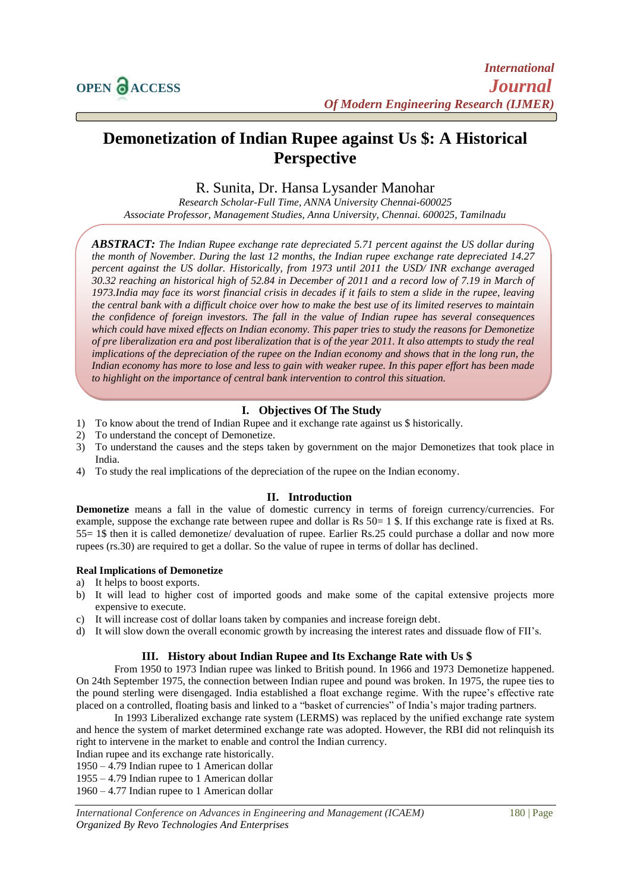# Demonetization of Indian Rupee against Us $: A Historical Perspective

R. Sunita, Dr. Hansa Lysander Manohar

*Research Scholar-Full Time, ANNA University Chennai-600025*
*Associate Professor, Management Studies, Anna University, Chennai. 600025, Tamilnadu*

***ABSTRACT:*** *The Indian Rupee exchange rate depreciated 5.71 percent against the US dollar during the month of November. During the last 12 months, the Indian rupee exchange rate depreciated 14.27 percent against the US dollar. Historically, from 1973 until 2011 the USD/ INR exchange averaged 30.32 reaching an historical high of 52.84 in December of 2011 and a record low of 7.19 in March of 1973.India may face its worst financial crisis in decades if it fails to stem a slide in the rupee, leaving the central bank with a difficult choice over how to make the best use of its limited reserves to maintain the confidence of foreign investors. The fall in the value of Indian rupee has several consequences which could have mixed effects on Indian economy. This paper tries to study the reasons for Demonetize of pre liberalization era and post liberalization that is of the year 2011. It also attempts to study the real implications of the depreciation of the rupee on the Indian economy and shows that in the long run, the Indian economy has more to lose and less to gain with weaker rupee. In this paper effort has been made to highlight on the importance of central bank intervention to control this situation.*

## I. Objectives Of The Study

1) To know about the trend of Indian Rupee and it exchange rate against us $ historically.
2) To understand the concept of Demonetize.
3) To understand the causes and the steps taken by government on the major Demonetizes that took place in India.
4) To study the real implications of the depreciation of the rupee on the Indian economy.

## II. Introduction

**Demonetize** means a fall in the value of domestic currency in terms of foreign currency/currencies. For example, suppose the exchange rate between rupee and dollar is Rs 50= 1 $. If this exchange rate is fixed at Rs. 55= 1$ then it is called demonetize/ devaluation of rupee. Earlier Rs.25 could purchase a dollar and now more rupees (rs.30) are required to get a dollar. So the value of rupee in terms of dollar has declined.

**Real Implications of Demonetize**

a) It helps to boost exports.
b) It will lead to higher cost of imported goods and make some of the capital extensive projects more expensive to execute.
c) It will increase cost of dollar loans taken by companies and increase foreign debt.
d) It will slow down the overall economic growth by increasing the interest rates and dissuade flow of FII's.

## III. History about Indian Rupee and Its Exchange Rate with Us $

From 1950 to 1973 Indian rupee was linked to British pound. In 1966 and 1973 Demonetize happened. On 24th September 1975, the connection between Indian rupee and pound was broken. In 1975, the rupee ties to the pound sterling were disengaged. India established a float exchange regime. With the rupee's effective rate placed on a controlled, floating basis and linked to a "basket of currencies" of India's major trading partners.

In 1993 Liberalized exchange rate system (LERMS) was replaced by the unified exchange rate system and hence the system of market determined exchange rate was adopted. However, the RBI did not relinquish its right to intervene in the market to enable and control the Indian currency.

Indian rupee and its exchange rate historically.
1950 – 4.79 Indian rupee to 1 American dollar
1955 – 4.79 Indian rupee to 1 American dollar
1960 – 4.77 Indian rupee to 1 American dollar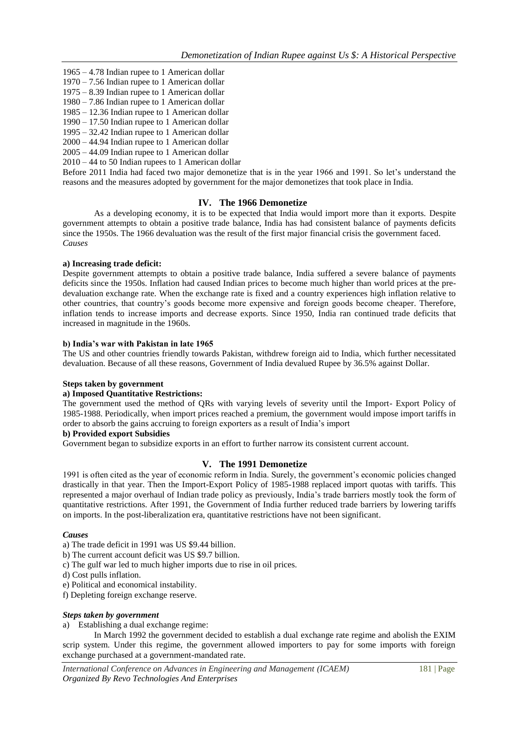1965 – 4.78 Indian rupee to 1 American dollar
1970 – 7.56 Indian rupee to 1 American dollar
1975 – 8.39 Indian rupee to 1 American dollar
1980 – 7.86 Indian rupee to 1 American dollar
1985 – 12.36 Indian rupee to 1 American dollar
1990 – 17.50 Indian rupee to 1 American dollar
1995 – 32.42 Indian rupee to 1 American dollar
2000 – 44.94 Indian rupee to 1 American dollar
2005 – 44.09 Indian rupee to 1 American dollar
2010 – 44 to 50 Indian rupees to 1 American dollar

Before 2011 India had faced two major demonetize that is in the year 1966 and 1991. So let's understand the reasons and the measures adopted by government for the major demonetizes that took place in India.

## IV. The 1966 Demonetize

As a developing economy, it is to be expected that India would import more than it exports. Despite government attempts to obtain a positive trade balance, India has had consistent balance of payments deficits since the 1950s. The 1966 devaluation was the result of the first major financial crisis the government faced.

*Causes*

**a) Increasing trade deficit:**

Despite government attempts to obtain a positive trade balance, India suffered a severe balance of payments deficits since the 1950s. Inflation had caused Indian prices to become much higher than world prices at the pre-devaluation exchange rate. When the exchange rate is fixed and a country experiences high inflation relative to other countries, that country's goods become more expensive and foreign goods become cheaper. Therefore, inflation tends to increase imports and decrease exports. Since 1950, India ran continued trade deficits that increased in magnitude in the 1960s.

**b) India's war with Pakistan in late 1965**

The US and other countries friendly towards Pakistan, withdrew foreign aid to India, which further necessitated devaluation. Because of all these reasons, Government of India devalued Rupee by 36.5% against Dollar.

**Steps taken by government**

**a) Imposed Quantitative Restrictions:**

The government used the method of QRs with varying levels of severity until the Import- Export Policy of 1985-1988. Periodically, when import prices reached a premium, the government would impose import tariffs in order to absorb the gains accruing to foreign exporters as a result of India's import

**b) Provided export Subsidies**

Government began to subsidize exports in an effort to further narrow its consistent current account.

## V. The 1991 Demonetize

1991 is often cited as the year of economic reform in India. Surely, the government's economic policies changed drastically in that year. Then the Import-Export Policy of 1985-1988 replaced import quotas with tariffs. This represented a major overhaul of Indian trade policy as previously, India's trade barriers mostly took the form of quantitative restrictions. After 1991, the Government of India further reduced trade barriers by lowering tariffs on imports. In the post-liberalization era, quantitative restrictions have not been significant.

***Causes***

a) The trade deficit in 1991 was US $9.44 billion.
b) The current account deficit was US $9.7 billion.
c) The gulf war led to much higher imports due to rise in oil prices.
d) Cost pulls inflation.
e) Political and economical instability.
f) Depleting foreign exchange reserve.

***Steps taken by government***

a) Establishing a dual exchange regime:

In March 1992 the government decided to establish a dual exchange rate regime and abolish the EXIM scrip system. Under this regime, the government allowed importers to pay for some imports with foreign exchange purchased at a government-mandated rate.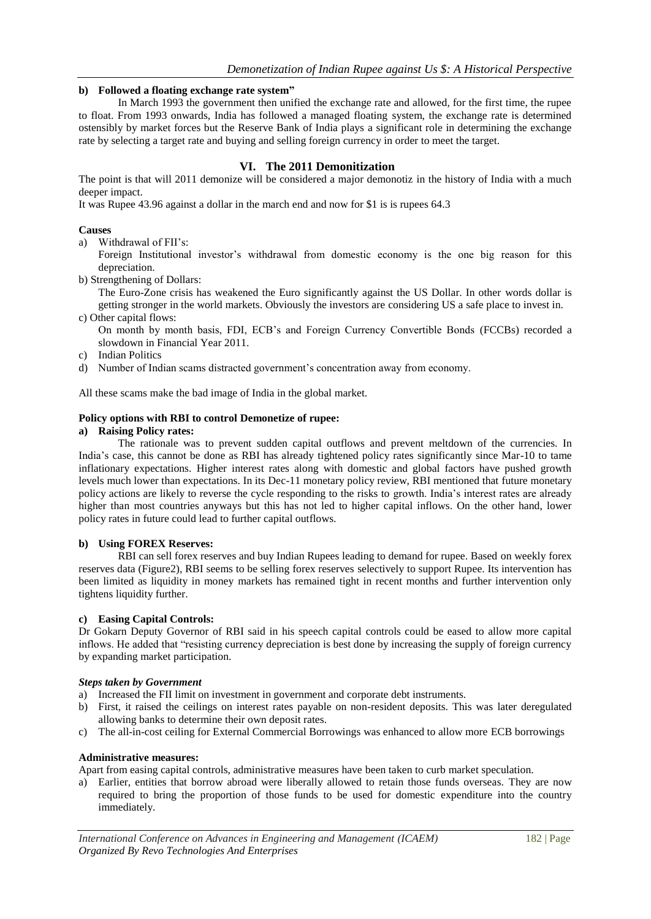**b) Followed a floating exchange rate system"**

In March 1993 the government then unified the exchange rate and allowed, for the first time, the rupee to float. From 1993 onwards, India has followed a managed floating system, the exchange rate is determined ostensibly by market forces but the Reserve Bank of India plays a significant role in determining the exchange rate by selecting a target rate and buying and selling foreign currency in order to meet the target.

## VI. The 2011 Demonitization

The point is that will 2011 demonize will be considered a major demonotiz in the history of India with a much deeper impact.

It was Rupee 43.96 against a dollar in the march end and now for $1 is is rupees 64.3

**Causes**

a) Withdrawal of FII's:
   Foreign Institutional investor's withdrawal from domestic economy is the one big reason for this depreciation.
b) Strengthening of Dollars:
   The Euro-Zone crisis has weakened the Euro significantly against the US Dollar. In other words dollar is getting stronger in the world markets. Obviously the investors are considering US a safe place to invest in.
c) Other capital flows:
   On month by month basis, FDI, ECB's and Foreign Currency Convertible Bonds (FCCBs) recorded a slowdown in Financial Year 2011.
c) Indian Politics
d) Number of Indian scams distracted government's concentration away from economy.

All these scams make the bad image of India in the global market.

**Policy options with RBI to control Demonetize of rupee:**

**a) Raising Policy rates:**

The rationale was to prevent sudden capital outflows and prevent meltdown of the currencies. In India's case, this cannot be done as RBI has already tightened policy rates significantly since Mar-10 to tame inflationary expectations. Higher interest rates along with domestic and global factors have pushed growth levels much lower than expectations. In its Dec-11 monetary policy review, RBI mentioned that future monetary policy actions are likely to reverse the cycle responding to the risks to growth. India's interest rates are already higher than most countries anyways but this has not led to higher capital inflows. On the other hand, lower policy rates in future could lead to further capital outflows.

**b) Using FOREX Reserves:**

RBI can sell forex reserves and buy Indian Rupees leading to demand for rupee. Based on weekly forex reserves data (Figure2), RBI seems to be selling forex reserves selectively to support Rupee. Its intervention has been limited as liquidity in money markets has remained tight in recent months and further intervention only tightens liquidity further.

**c) Easing Capital Controls:**

Dr Gokarn Deputy Governor of RBI said in his speech capital controls could be eased to allow more capital inflows. He added that "resisting currency depreciation is best done by increasing the supply of foreign currency by expanding market participation.

***Steps taken by Government***

a) Increased the FII limit on investment in government and corporate debt instruments.
b) First, it raised the ceilings on interest rates payable on non-resident deposits. This was later deregulated allowing banks to determine their own deposit rates.
c) The all-in-cost ceiling for External Commercial Borrowings was enhanced to allow more ECB borrowings

**Administrative measures:**

Apart from easing capital controls, administrative measures have been taken to curb market speculation.

a) Earlier, entities that borrow abroad were liberally allowed to retain those funds overseas. They are now required to bring the proportion of those funds to be used for domestic expenditure into the country immediately.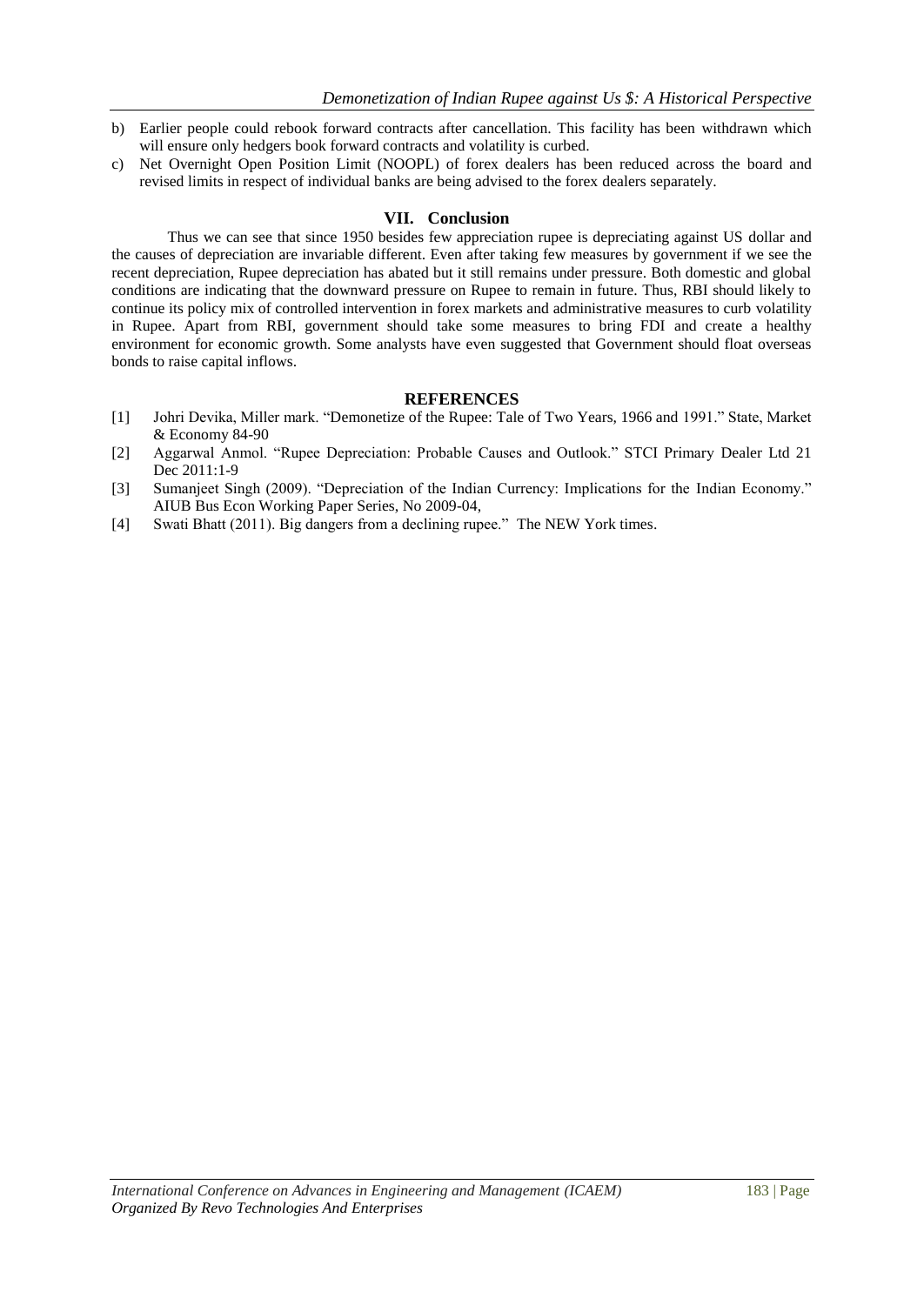b) Earlier people could rebook forward contracts after cancellation. This facility has been withdrawn which will ensure only hedgers book forward contracts and volatility is curbed.

c) Net Overnight Open Position Limit (NOOPL) of forex dealers has been reduced across the board and revised limits in respect of individual banks are being advised to the forex dealers separately.

## VII. Conclusion

Thus we can see that since 1950 besides few appreciation rupee is depreciating against US dollar and the causes of depreciation are invariable different. Even after taking few measures by government if we see the recent depreciation, Rupee depreciation has abated but it still remains under pressure. Both domestic and global conditions are indicating that the downward pressure on Rupee to remain in future. Thus, RBI should likely to continue its policy mix of controlled intervention in forex markets and administrative measures to curb volatility in Rupee. Apart from RBI, government should take some measures to bring FDI and create a healthy environment for economic growth. Some analysts have even suggested that Government should float overseas bonds to raise capital inflows.

## REFERENCES

[1] Johri Devika, Miller mark. "Demonetize of the Rupee: Tale of Two Years, 1966 and 1991." State, Market & Economy 84-90

[2] Aggarwal Anmol. "Rupee Depreciation: Probable Causes and Outlook." STCI Primary Dealer Ltd 21 Dec 2011:1-9

[3] Sumanjeet Singh (2009). "Depreciation of the Indian Currency: Implications for the Indian Economy." AIUB Bus Econ Working Paper Series, No 2009-04,

[4] Swati Bhatt (2011). Big dangers from a declining rupee." The NEW York times.